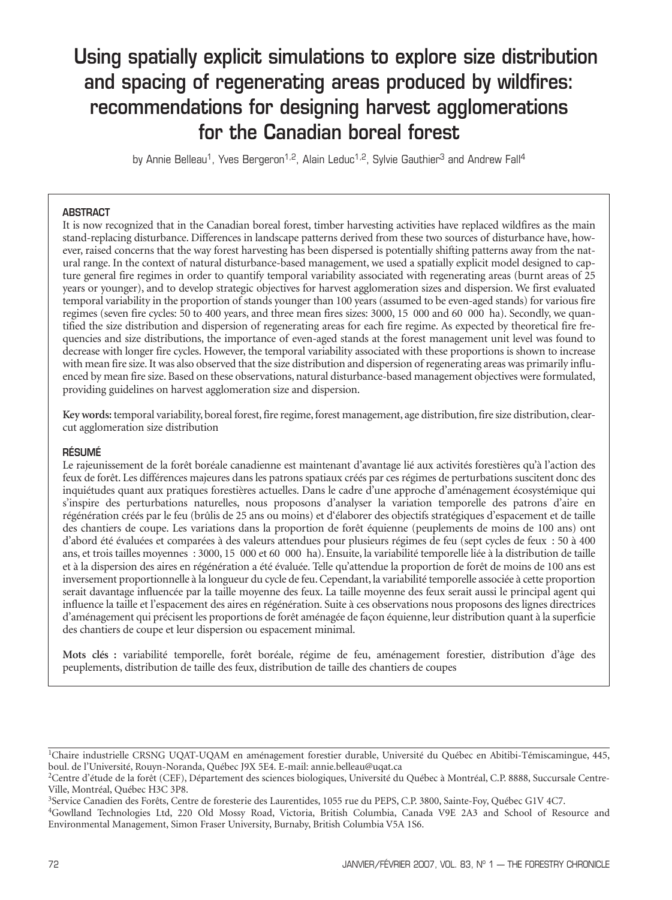# Using spatially explicit simulations to explore size distribution and spacing of regenerating areas produced by wildfires: recommendations for designing harvest agglomerations for the Canadian boreal forest

by Annie Belleau[1], Yves Bergeron[1,2], Alain Leduc[1,2], Sylvie Gauthier[3] and Andrew Fall[4]

## ABSTRACT

It is now recognized that in the Canadian boreal forest, timber harvesting activities have replaced wildfires as the main stand-replacing disturbance. Differences in landscape patterns derived from these two sources of disturbance have, however, raised concerns that the way forest harvesting has been dispersed is potentially shifting patterns away from the natural range. In the context of natural disturbance-based management, we used a spatially explicit model designed to capture general fire regimes in order to quantify temporal variability associated with regenerating areas (burnt areas of 25 years or younger), and to develop strategic objectives for harvest agglomeration sizes and dispersion. We first evaluated temporal variability in the proportion of stands younger than 100 years (assumed to be even-aged stands) for various fire regimes (seven fire cycles: 50 to 400 years, and three mean fires sizes: 3000, 15 000 and 60 000 ha). Secondly, we quantified the size distribution and dispersion of regenerating areas for each fire regime. As expected by theoretical fire frequencies and size distributions, the importance of even-aged stands at the forest management unit level was found to decrease with longer fire cycles. However, the temporal variability associated with these proportions is shown to increase with mean fire size. It was also observed that the size distribution and dispersion of regenerating areas was primarily influenced by mean fire size. Based on these observations, natural disturbance-based management objectives were formulated, providing guidelines on harvest agglomeration size and dispersion.

**Key words:** temporal variability, boreal forest, fire regime, forest management, age distribution, fire size distribution, clearcut agglomeration size distribution

## RÉSUMÉ

Le rajeunissement de la forêt boréale canadienne est maintenant d'avantage lié aux activités forestières qu'à l'action des feux de forêt. Les différences majeures dans les patrons spatiaux créés par ces régimes de perturbations suscitent donc des inquiétudes quant aux pratiques forestières actuelles. Dans le cadre d'une approche d'aménagement écosystémique qui s'inspire des perturbations naturelles, nous proposons d'analyser la variation temporelle des patrons d'aire en régénération créés par le feu (brûlis de 25 ans ou moins) et d'élaborer des objectifs stratégiques d'espacement et de taille des chantiers de coupe. Les variations dans la proportion de forêt équienne (peuplements de moins de 100 ans) ont d'abord été évaluées et comparées à des valeurs attendues pour plusieurs régimes de feu (sept cycles de feux : 50 à 400 ans, et trois tailles moyennes : 3000, 15 000 et 60 000 ha). Ensuite, la variabilité temporelle liée à la distribution de taille et à la dispersion des aires en régénération a été évaluée. Telle qu'attendue la proportion de forêt de moins de 100 ans est inversement proportionnelle à la longueur du cycle de feu. Cependant, la variabilité temporelle associée à cette proportion serait davantage influencée par la taille moyenne des feux. La taille moyenne des feux serait aussi le principal agent qui influence la taille et l'espacement des aires en régénération. Suite à ces observations nous proposons des lignes directrices d'aménagement qui précisent les proportions de forêt aménagée de façon équienne, leur distribution quant à la superficie des chantiers de coupe et leur dispersion ou espacement minimal.

**Mots clés :** variabilité temporelle, forêt boréale, régime de feu, aménagement forestier, distribution d'âge des peuplements, distribution de taille des feux, distribution de taille des chantiers de coupes

---

[1]Chaire industrielle CRSNG UQAT-UQAM en aménagement forestier durable, Université du Québec en Abitibi-Témiscamingue, 445, boul. de l'Université, Rouyn-Noranda, Québec J9X 5E4. E-mail: annie.belleau@uqat.ca

[2]Centre d'étude de la forêt (CEF), Département des sciences biologiques, Université du Québec à Montréal, C.P. 8888, Succursale Centre-Ville, Montréal, Québec H3C 3P8.

[3]Service Canadien des Forêts, Centre de foresterie des Laurentides, 1055 rue du PEPS, C.P. 3800, Sainte-Foy, Québec G1V 4C7.

[4]Gowlland Technologies Ltd, 220 Old Mossy Road, Victoria, British Columbia, Canada V9E 2A3 and School of Resource and Environmental Management, Simon Fraser University, Burnaby, British Columbia V5A 1S6.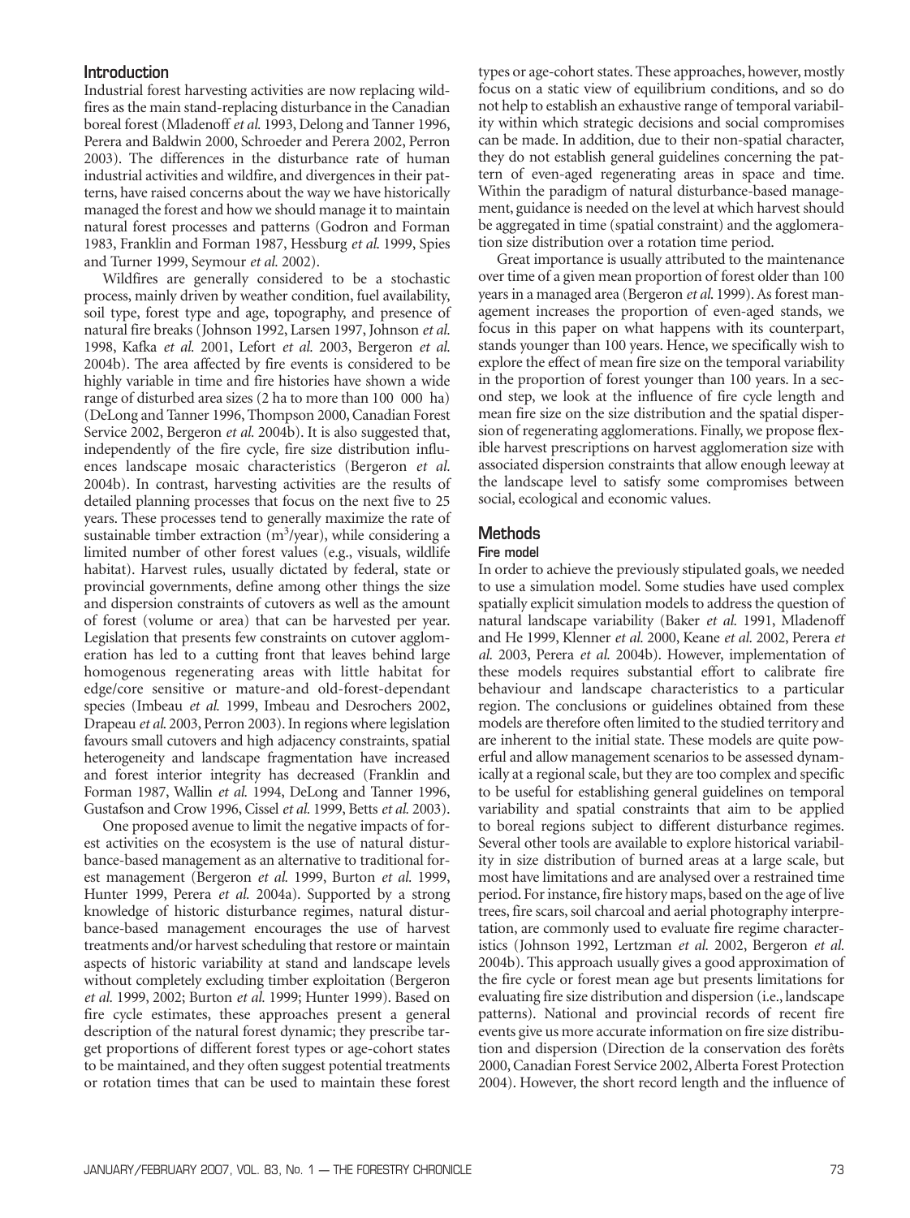## Introduction

Industrial forest harvesting activities are now replacing wildfires as the main stand-replacing disturbance in the Canadian boreal forest (Mladenoff *et al.* 1993, Delong and Tanner 1996, Perera and Baldwin 2000, Schroeder and Perera 2002, Perron 2003). The differences in the disturbance rate of human industrial activities and wildfire, and divergences in their patterns, have raised concerns about the way we have historically managed the forest and how we should manage it to maintain natural forest processes and patterns (Godron and Forman 1983, Franklin and Forman 1987, Hessburg *et al.* 1999, Spies and Turner 1999, Seymour *et al.* 2002).

Wildfires are generally considered to be a stochastic process, mainly driven by weather condition, fuel availability, soil type, forest type and age, topography, and presence of natural fire breaks (Johnson 1992, Larsen 1997, Johnson *et al.* 1998, Kafka *et al.* 2001, Lefort *et al.* 2003, Bergeron *et al.* 2004b). The area affected by fire events is considered to be highly variable in time and fire histories have shown a wide range of disturbed area sizes (2 ha to more than 100 000 ha) (DeLong and Tanner 1996, Thompson 2000, Canadian Forest Service 2002, Bergeron *et al.* 2004b). It is also suggested that, independently of the fire cycle, fire size distribution influences landscape mosaic characteristics (Bergeron *et al.* 2004b). In contrast, harvesting activities are the results of detailed planning processes that focus on the next five to 25 years. These processes tend to generally maximize the rate of sustainable timber extraction ($m^3$/year), while considering a limited number of other forest values (e.g., visuals, wildlife habitat). Harvest rules, usually dictated by federal, state or provincial governments, define among other things the size and dispersion constraints of cutovers as well as the amount of forest (volume or area) that can be harvested per year. Legislation that presents few constraints on cutover agglomeration has led to a cutting front that leaves behind large homogenous regenerating areas with little habitat for edge/core sensitive or mature-and old-forest-dependant species (Imbeau *et al.* 1999, Imbeau and Desrochers 2002, Drapeau *et al.* 2003, Perron 2003). In regions where legislation favours small cutovers and high adjacency constraints, spatial heterogeneity and landscape fragmentation have increased and forest interior integrity has decreased (Franklin and Forman 1987, Wallin *et al.* 1994, DeLong and Tanner 1996, Gustafson and Crow 1996, Cissel *et al.* 1999, Betts *et al.* 2003).

One proposed avenue to limit the negative impacts of forest activities on the ecosystem is the use of natural disturbance-based management as an alternative to traditional forest management (Bergeron *et al.* 1999, Burton *et al.* 1999, Hunter 1999, Perera *et al.* 2004a). Supported by a strong knowledge of historic disturbance regimes, natural disturbance-based management encourages the use of harvest treatments and/or harvest scheduling that restore or maintain aspects of historic variability at stand and landscape levels without completely excluding timber exploitation (Bergeron *et al.* 1999, 2002; Burton *et al.* 1999; Hunter 1999). Based on fire cycle estimates, these approaches present a general description of the natural forest dynamic; they prescribe target proportions of different forest types or age-cohort states to be maintained, and they often suggest potential treatments or rotation times that can be used to maintain these forest types or age-cohort states. These approaches, however, mostly focus on a static view of equilibrium conditions, and so do not help to establish an exhaustive range of temporal variability within which strategic decisions and social compromises can be made. In addition, due to their non-spatial character, they do not establish general guidelines concerning the pattern of even-aged regenerating areas in space and time. Within the paradigm of natural disturbance-based management, guidance is needed on the level at which harvest should be aggregated in time (spatial constraint) and the agglomeration size distribution over a rotation time period.

Great importance is usually attributed to the maintenance over time of a given mean proportion of forest older than 100 years in a managed area (Bergeron *et al.* 1999). As forest management increases the proportion of even-aged stands, we focus in this paper on what happens with its counterpart, stands younger than 100 years. Hence, we specifically wish to explore the effect of mean fire size on the temporal variability in the proportion of forest younger than 100 years. In a second step, we look at the influence of fire cycle length and mean fire size on the size distribution and the spatial dispersion of regenerating agglomerations. Finally, we propose flexible harvest prescriptions on harvest agglomeration size with associated dispersion constraints that allow enough leeway at the landscape level to satisfy some compromises between social, ecological and economic values.

## Methods

### Fire model

In order to achieve the previously stipulated goals, we needed to use a simulation model. Some studies have used complex spatially explicit simulation models to address the question of natural landscape variability (Baker *et al.* 1991, Mladenoff and He 1999, Klenner *et al.* 2000, Keane *et al.* 2002, Perera *et al.* 2003, Perera *et al.* 2004b). However, implementation of these models requires substantial effort to calibrate fire behaviour and landscape characteristics to a particular region. The conclusions or guidelines obtained from these models are therefore often limited to the studied territory and are inherent to the initial state. These models are quite powerful and allow management scenarios to be assessed dynamically at a regional scale, but they are too complex and specific to be useful for establishing general guidelines on temporal variability and spatial constraints that aim to be applied to boreal regions subject to different disturbance regimes. Several other tools are available to explore historical variability in size distribution of burned areas at a large scale, but most have limitations and are analysed over a restrained time period. For instance, fire history maps, based on the age of live trees, fire scars, soil charcoal and aerial photography interpretation, are commonly used to evaluate fire regime characteristics (Johnson 1992, Lertzman *et al.* 2002, Bergeron *et al.* 2004b). This approach usually gives a good approximation of the fire cycle or forest mean age but presents limitations for evaluating fire size distribution and dispersion (i.e., landscape patterns). National and provincial records of recent fire events give us more accurate information on fire size distribution and dispersion (Direction de la conservation des forêts 2000, Canadian Forest Service 2002, Alberta Forest Protection 2004). However, the short record length and the influence of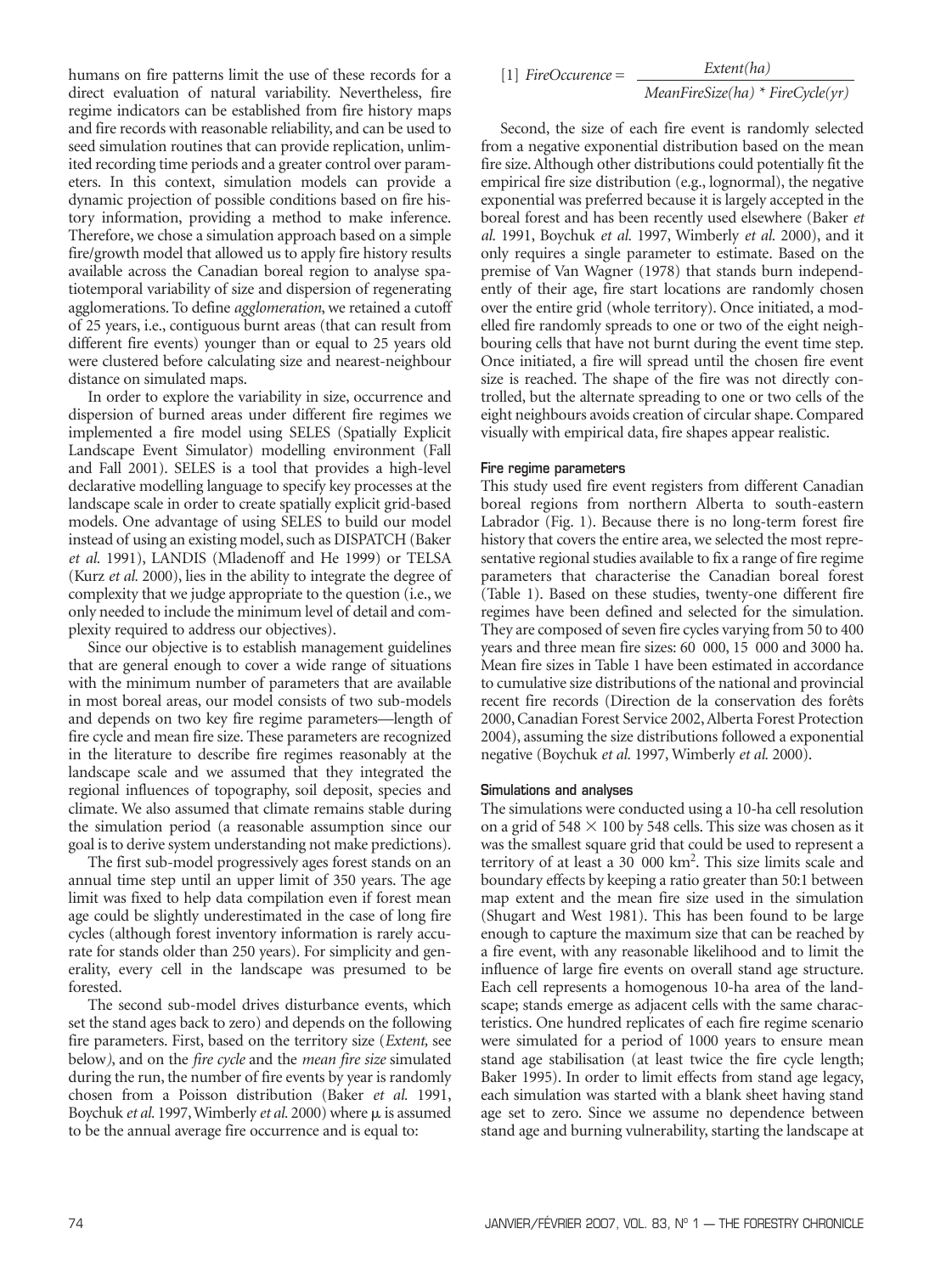humans on fire patterns limit the use of these records for a direct evaluation of natural variability. Nevertheless, fire regime indicators can be established from fire history maps and fire records with reasonable reliability, and can be used to seed simulation routines that can provide replication, unlimited recording time periods and a greater control over parameters. In this context, simulation models can provide a dynamic projection of possible conditions based on fire history information, providing a method to make inference. Therefore, we chose a simulation approach based on a simple fire/growth model that allowed us to apply fire history results available across the Canadian boreal region to analyse spatiotemporal variability of size and dispersion of regenerating agglomerations. To define *agglomeration*, we retained a cutoff of 25 years, i.e., contiguous burnt areas (that can result from different fire events) younger than or equal to 25 years old were clustered before calculating size and nearest-neighbour distance on simulated maps.

In order to explore the variability in size, occurrence and dispersion of burned areas under different fire regimes we implemented a fire model using SELES (Spatially Explicit Landscape Event Simulator) modelling environment (Fall and Fall 2001). SELES is a tool that provides a high-level declarative modelling language to specify key processes at the landscape scale in order to create spatially explicit grid-based models. One advantage of using SELES to build our model instead of using an existing model, such as DISPATCH (Baker *et al.* 1991), LANDIS (Mladenoff and He 1999) or TELSA (Kurz *et al.* 2000), lies in the ability to integrate the degree of complexity that we judge appropriate to the question (i.e., we only needed to include the minimum level of detail and complexity required to address our objectives).

Since our objective is to establish management guidelines that are general enough to cover a wide range of situations with the minimum number of parameters that are available in most boreal areas, our model consists of two sub-models and depends on two key fire regime parameters—length of fire cycle and mean fire size. These parameters are recognized in the literature to describe fire regimes reasonably at the landscape scale and we assumed that they integrated the regional influences of topography, soil deposit, species and climate. We also assumed that climate remains stable during the simulation period (a reasonable assumption since our goal is to derive system understanding not make predictions).

The first sub-model progressively ages forest stands on an annual time step until an upper limit of 350 years. The age limit was fixed to help data compilation even if forest mean age could be slightly underestimated in the case of long fire cycles (although forest inventory information is rarely accurate for stands older than 250 years). For simplicity and generality, every cell in the landscape was presumed to be forested.

The second sub-model drives disturbance events, which set the stand ages back to zero) and depends on the following fire parameters. First, based on the territory size (*Extent,* see below*)*, and on the *fire cycle* and the *mean fire size* simulated during the run, the number of fire events by year is randomly chosen from a Poisson distribution (Baker *et al.* 1991, Boychuk *et al.* 1997, Wimberly *et al.* 2000) where $\mu$ is assumed to be the annual average fire occurrence and is equal to:

$$[1]\ \ FireOccurence = \frac{Extent(ha)}{MeanFireSize(ha) * FireCycle(yr)}$$

Second, the size of each fire event is randomly selected from a negative exponential distribution based on the mean fire size. Although other distributions could potentially fit the empirical fire size distribution (e.g., lognormal), the negative exponential was preferred because it is largely accepted in the boreal forest and has been recently used elsewhere (Baker *et al.* 1991, Boychuk *et al.* 1997, Wimberly *et al.* 2000), and it only requires a single parameter to estimate. Based on the premise of Van Wagner (1978) that stands burn independently of their age, fire start locations are randomly chosen over the entire grid (whole territory). Once initiated, a modelled fire randomly spreads to one or two of the eight neighbouring cells that have not burnt during the event time step. Once initiated, a fire will spread until the chosen fire event size is reached. The shape of the fire was not directly controlled, but the alternate spreading to one or two cells of the eight neighbours avoids creation of circular shape. Compared visually with empirical data, fire shapes appear realistic.

### Fire regime parameters

This study used fire event registers from different Canadian boreal regions from northern Alberta to south-eastern Labrador (Fig. 1). Because there is no long-term forest fire history that covers the entire area, we selected the most representative regional studies available to fix a range of fire regime parameters that characterise the Canadian boreal forest (Table 1). Based on these studies, twenty-one different fire regimes have been defined and selected for the simulation. They are composed of seven fire cycles varying from 50 to 400 years and three mean fire sizes: 60 000, 15 000 and 3000 ha. Mean fire sizes in Table 1 have been estimated in accordance to cumulative size distributions of the national and provincial recent fire records (Direction de la conservation des forêts 2000, Canadian Forest Service 2002, Alberta Forest Protection 2004), assuming the size distributions followed a exponential negative (Boychuk *et al.* 1997, Wimberly *et al.* 2000).

### Simulations and analyses

The simulations were conducted using a 10-ha cell resolution on a grid of 548 × 100 by 548 cells. This size was chosen as it was the smallest square grid that could be used to represent a territory of at least a 30 000 km². This size limits scale and boundary effects by keeping a ratio greater than 50:1 between map extent and the mean fire size used in the simulation (Shugart and West 1981). This has been found to be large enough to capture the maximum size that can be reached by a fire event, with any reasonable likelihood and to limit the influence of large fire events on overall stand age structure. Each cell represents a homogenous 10-ha area of the landscape; stands emerge as adjacent cells with the same characteristics. One hundred replicates of each fire regime scenario were simulated for a period of 1000 years to ensure mean stand age stabilisation (at least twice the fire cycle length; Baker 1995). In order to limit effects from stand age legacy, each simulation was started with a blank sheet having stand age set to zero. Since we assume no dependence between stand age and burning vulnerability, starting the landscape at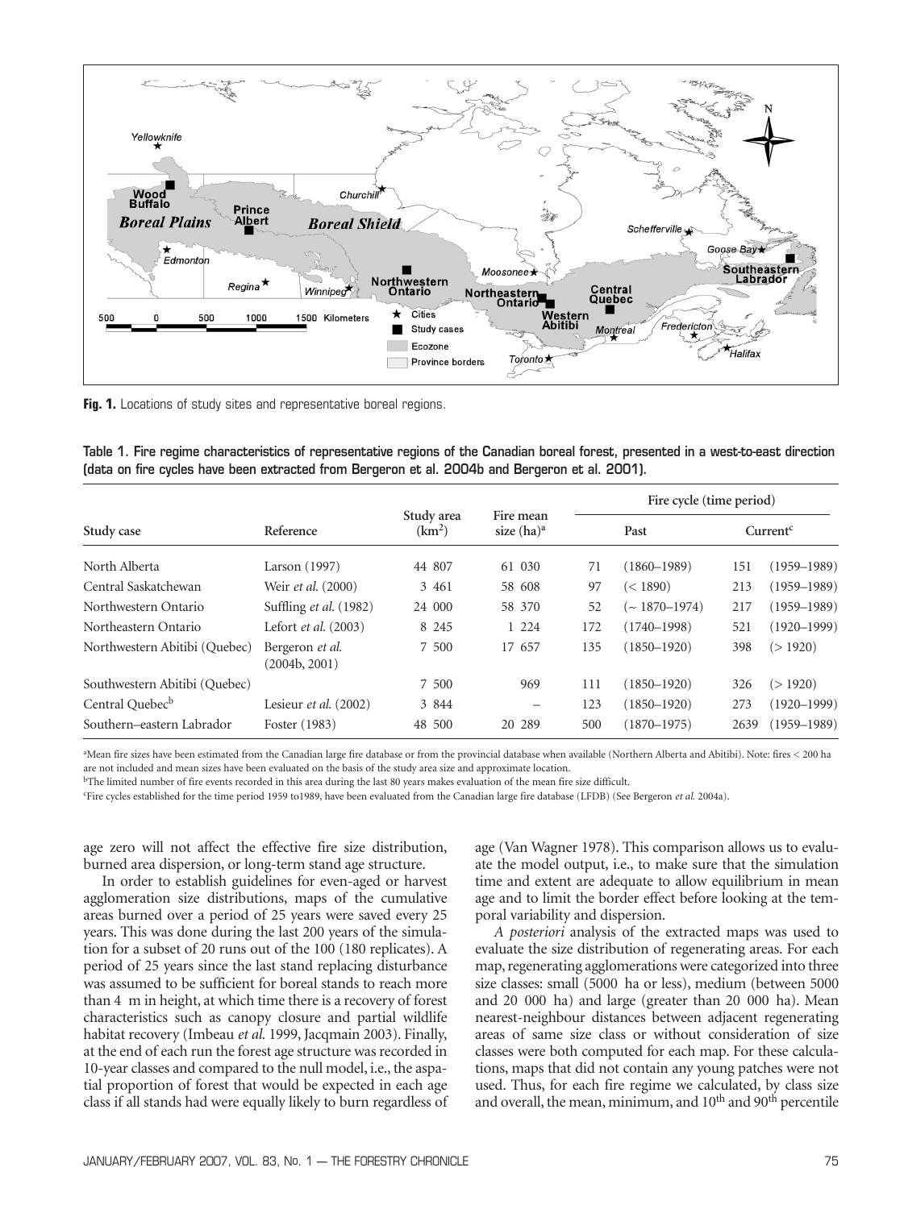Fig. 1. Locations of study sites and representative boreal regions.

Table 1. Fire regime characteristics of representative regions of the Canadian boreal forest, presented in a west-to-east direction (data on fire cycles have been extracted from Bergeron et al. 2004b and Bergeron et al. 2001).

| Study case | Reference | Study area (km[2]) | Fire mean size (ha)[a] | Fire cycle (time period) | | | |
|---|---|---|---|---|---|---|---|
| | | | | Past | | Current[c] | |
| North Alberta | Larson (1997) | 44 807 | 61 030 | 71 | (1860–1989) | 151 | (1959–1989) |
| Central Saskatchewan | Weir *et al.* (2000) | 3 461 | 58 608 | 97 | (< 1890) | 213 | (1959–1989) |
| Northwestern Ontario | Suffling *et al.* (1982) | 24 000 | 58 370 | 52 | (~ 1870–1974) | 217 | (1959–1989) |
| Northeastern Ontario | Lefort *et al.* (2003) | 8 245 | 1 224 | 172 | (1740–1998) | 521 | (1920–1999) |
| Northwestern Abitibi (Quebec) | Bergeron *et al.* (2004b, 2001) | 7 500 | 17 657 | 135 | (1850–1920) | 398 | (> 1920) |
| Southwestern Abitibi (Quebec) | | 7 500 | 969 | 111 | (1850–1920) | 326 | (> 1920) |
| Central Quebec[b] | Lesieur *et al.* (2002) | 3 844 | – | 123 | (1850–1920) | 273 | (1920–1999) |
| Southern–eastern Labrador | Foster (1983) | 48 500 | 20 289 | 500 | (1870–1975) | 2639 | (1959–1989) |

[a]Mean fire sizes have been estimated from the Canadian large fire database or from the provincial database when available (Northern Alberta and Abitibi). Note: fires < 200 ha are not included and mean sizes have been evaluated on the basis of the study area size and approximate location.

[b]The limited number of fire events recorded in this area during the last 80 years makes evaluation of the mean fire size difficult.

[c]Fire cycles established for the time period 1959 to1989, have been evaluated from the Canadian large fire database (LFDB) (See Bergeron *et al.* 2004a).

age zero will not affect the effective fire size distribution, burned area dispersion, or long-term stand age structure.

In order to establish guidelines for even-aged or harvest agglomeration size distributions, maps of the cumulative areas burned over a period of 25 years were saved every 25 years. This was done during the last 200 years of the simulation for a subset of 20 runs out of the 100 (180 replicates). A period of 25 years since the last stand replacing disturbance was assumed to be sufficient for boreal stands to reach more than 4 m in height, at which time there is a recovery of forest characteristics such as canopy closure and partial wildlife habitat recovery (Imbeau *et al.* 1999, Jacqmain 2003). Finally, at the end of each run the forest age structure was recorded in 10-year classes and compared to the null model, i.e., the aspatial proportion of forest that would be expected in each age class if all stands had were equally likely to burn regardless of age (Van Wagner 1978). This comparison allows us to evaluate the model output, i.e., to make sure that the simulation time and extent are adequate to allow equilibrium in mean age and to limit the border effect before looking at the temporal variability and dispersion.

*A posteriori* analysis of the extracted maps was used to evaluate the size distribution of regenerating areas. For each map, regenerating agglomerations were categorized into three size classes: small (5000 ha or less), medium (between 5000 and 20 000 ha) and large (greater than 20 000 ha). Mean nearest-neighbour distances between adjacent regenerating areas of same size class or without consideration of size classes were both computed for each map. For these calculations, maps that did not contain any young patches were not used. Thus, for each fire regime we calculated, by class size and overall, the mean, minimum, and 10[th] and 90[th] percentile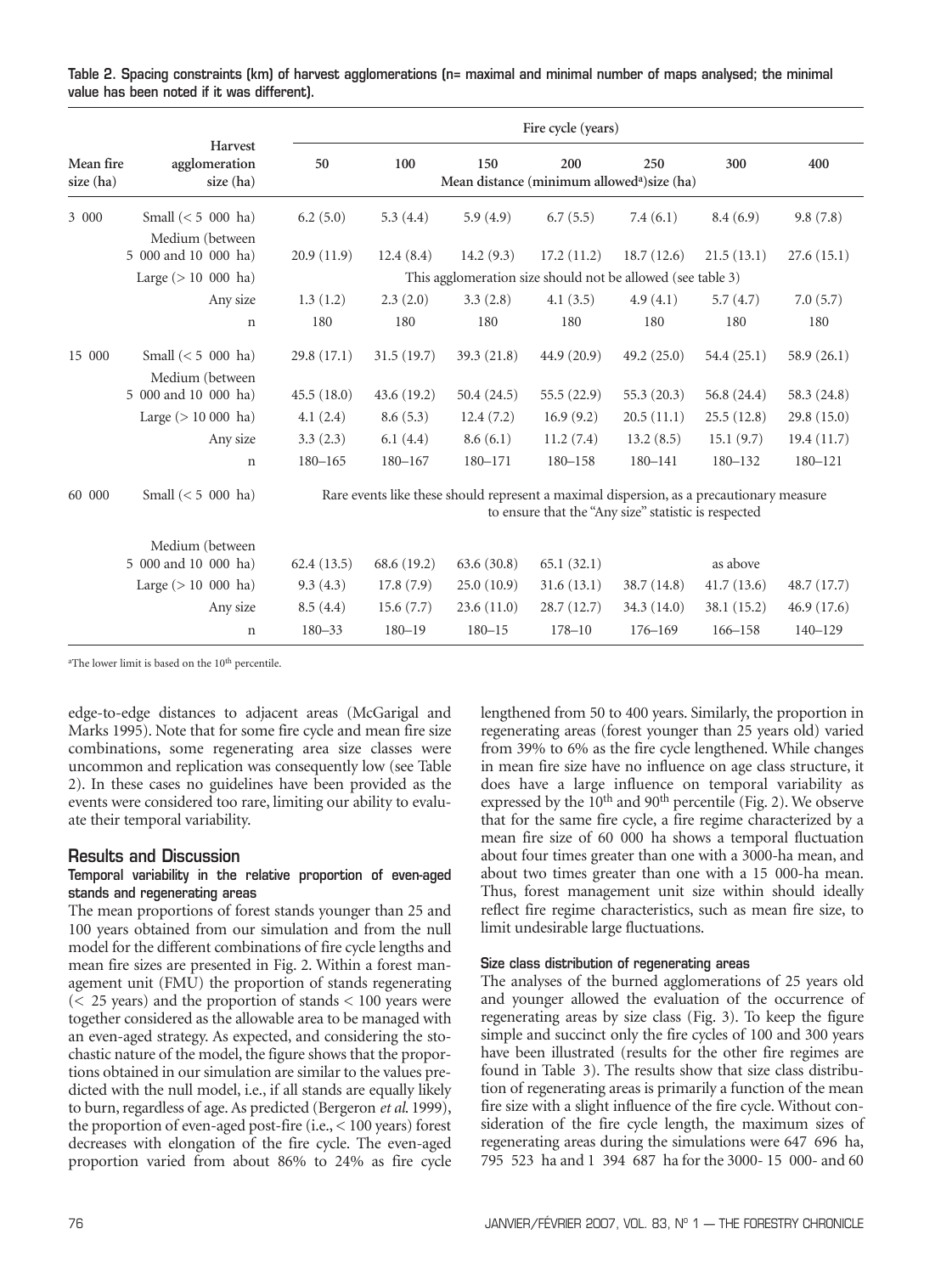**Table 2. Spacing constraints (km) of harvest agglomerations (n= maximal and minimal number of maps analysed; the minimal value has been noted if it was different).**

| Mean fire size (ha) | Harvest agglomeration size (ha) | Fire cycle (years) 50 | 100 | 150 | 200 | 250 | 300 | 400 |
|---|---|---|---|---|---|---|---|---|
| | | Mean distance (minimum allowed[a])size (ha) | | | | | | |
| 3 000 | Small (< 5 000 ha) | 6.2 (5.0) | 5.3 (4.4) | 5.9 (4.9) | 6.7 (5.5) | 7.4 (6.1) | 8.4 (6.9) | 9.8 (7.8) |
| | Medium (between 5 000 and 10 000 ha) | 20.9 (11.9) | 12.4 (8.4) | 14.2 (9.3) | 17.2 (11.2) | 18.7 (12.6) | 21.5 (13.1) | 27.6 (15.1) |
| | Large (> 10 000 ha) | This agglomeration size should not be allowed (see table 3) | | | | | | |
| | Any size | 1.3 (1.2) | 2.3 (2.0) | 3.3 (2.8) | 4.1 (3.5) | 4.9 (4.1) | 5.7 (4.7) | 7.0 (5.7) |
| | n | 180 | 180 | 180 | 180 | 180 | 180 | 180 |
| 15 000 | Small (< 5 000 ha) | 29.8 (17.1) | 31.5 (19.7) | 39.3 (21.8) | 44.9 (20.9) | 49.2 (25.0) | 54.4 (25.1) | 58.9 (26.1) |
| | Medium (between 5 000 and 10 000 ha) | 45.5 (18.0) | 43.6 (19.2) | 50.4 (24.5) | 55.5 (22.9) | 55.3 (20.3) | 56.8 (24.4) | 58.3 (24.8) |
| | Large (> 10 000 ha) | 4.1 (2.4) | 8.6 (5.3) | 12.4 (7.2) | 16.9 (9.2) | 20.5 (11.1) | 25.5 (12.8) | 29.8 (15.0) |
| | Any size | 3.3 (2.3) | 6.1 (4.4) | 8.6 (6.1) | 11.2 (7.4) | 13.2 (8.5) | 15.1 (9.7) | 19.4 (11.7) |
| | n | 180–165 | 180–167 | 180–171 | 180–158 | 180–141 | 180–132 | 180–121 |
| 60 000 | Small (< 5 000 ha) | Rare events like these should represent a maximal dispersion, as a precautionary measure to ensure that the "Any size" statistic is respected | | | | | | |
| | Medium (between 5 000 and 10 000 ha) | 62.4 (13.5) | 68.6 (19.2) | 63.6 (30.8) | 65.1 (32.1) | | as above | |
| | Large (> 10 000 ha) | 9.3 (4.3) | 17.8 (7.9) | 25.0 (10.9) | 31.6 (13.1) | 38.7 (14.8) | 41.7 (13.6) | 48.7 (17.7) |
| | Any size | 8.5 (4.4) | 15.6 (7.7) | 23.6 (11.0) | 28.7 (12.7) | 34.3 (14.0) | 38.1 (15.2) | 46.9 (17.6) |
| | n | 180–33 | 180–19 | 180–15 | 178–10 | 176–169 | 166–158 | 140–129 |

[a]The lower limit is based on the 10[th] percentile.

edge-to-edge distances to adjacent areas (McGarigal and Marks 1995). Note that for some fire cycle and mean fire size combinations, some regenerating area size classes were uncommon and replication was consequently low (see Table 2). In these cases no guidelines have been provided as the events were considered too rare, limiting our ability to evaluate their temporal variability.

## Results and Discussion

### Temporal variability in the relative proportion of even-aged stands and regenerating areas

The mean proportions of forest stands younger than 25 and 100 years obtained from our simulation and from the null model for the different combinations of fire cycle lengths and mean fire sizes are presented in Fig. 2. Within a forest management unit (FMU) the proportion of stands regenerating (< 25 years) and the proportion of stands < 100 years were together considered as the allowable area to be managed with an even-aged strategy. As expected, and considering the stochastic nature of the model, the figure shows that the proportions obtained in our simulation are similar to the values predicted with the null model, i.e., if all stands are equally likely to burn, regardless of age. As predicted (Bergeron *et al.* 1999), the proportion of even-aged post-fire (i.e., < 100 years) forest decreases with elongation of the fire cycle. The even-aged proportion varied from about 86% to 24% as fire cycle lengthened from 50 to 400 years. Similarly, the proportion in regenerating areas (forest younger than 25 years old) varied from 39% to 6% as the fire cycle lengthened. While changes in mean fire size have no influence on age class structure, it does have a large influence on temporal variability as expressed by the 10[th] and 90[th] percentile (Fig. 2). We observe that for the same fire cycle, a fire regime characterized by a mean fire size of 60 000 ha shows a temporal fluctuation about four times greater than one with a 3000-ha mean, and about two times greater than one with a 15 000-ha mean. Thus, forest management unit size within should ideally reflect fire regime characteristics, such as mean fire size, to limit undesirable large fluctuations.

### Size class distribution of regenerating areas

The analyses of the burned agglomerations of 25 years old and younger allowed the evaluation of the occurrence of regenerating areas by size class (Fig. 3). To keep the figure simple and succinct only the fire cycles of 100 and 300 years have been illustrated (results for the other fire regimes are found in Table 3). The results show that size class distribution of regenerating areas is primarily a function of the mean fire size with a slight influence of the fire cycle. Without consideration of the fire cycle length, the maximum sizes of regenerating areas during the simulations were 647 696 ha, 795 523 ha and 1 394 687 ha for the 3000- 15 000- and 60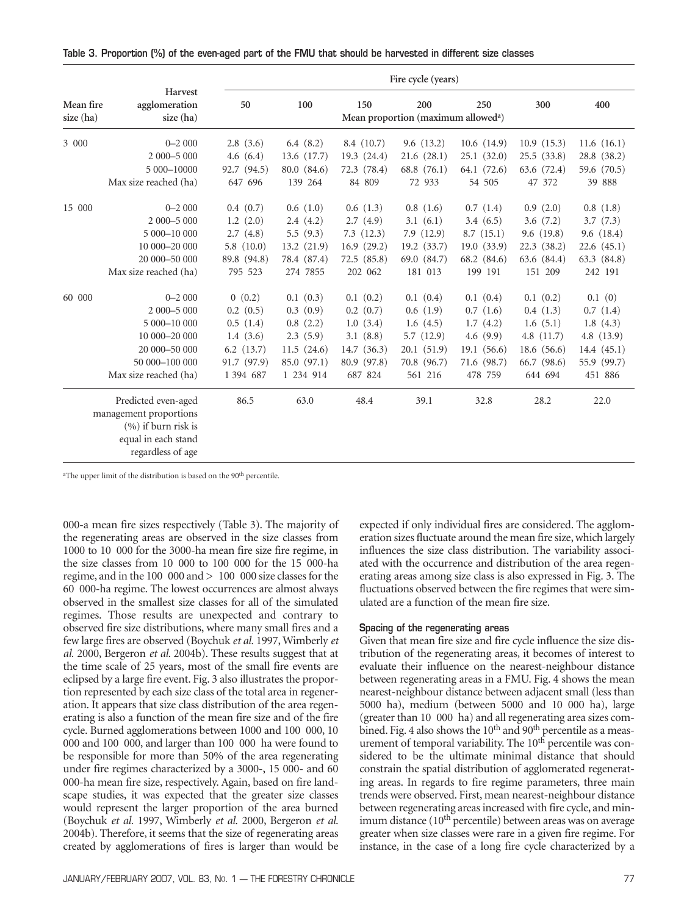**Table 3. Proportion (%) of the even-aged part of the FMU that should be harvested in different size classes**

| Mean fire size (ha) | Harvest agglomeration size (ha) | Fire cycle (years) 50 | 100 | 150 | 200 | 250 | 300 | 400 |
|---|---|---|---|---|---|---|---|---|
| | | Mean proportion (maximum allowed[a]) | | | | | | |
| 3 000 | 0–2 000 | 2.8 (3.6) | 6.4 (8.2) | 8.4 (10.7) | 9.6 (13.2) | 10.6 (14.9) | 10.9 (15.3) | 11.6 (16.1) |
| | 2 000–5 000 | 4.6 (6.4) | 13.6 (17.7) | 19.3 (24.4) | 21.6 (28.1) | 25.1 (32.0) | 25.5 (33.8) | 28.8 (38.2) |
| | 5 000–10000 | 92.7 (94.5) | 80.0 (84.6) | 72.3 (78.4) | 68.8 (76.1) | 64.1 (72.6) | 63.6 (72.4) | 59.6 (70.5) |
| | Max size reached (ha) | 647 696 | 139 264 | 84 809 | 72 933 | 54 505 | 47 372 | 39 888 |
| 15 000 | 0–2 000 | 0.4 (0.7) | 0.6 (1.0) | 0.6 (1.3) | 0.8 (1.6) | 0.7 (1.4) | 0.9 (2.0) | 0.8 (1.8) |
| | 2 000–5 000 | 1.2 (2.0) | 2.4 (4.2) | 2.7 (4.9) | 3.1 (6.1) | 3.4 (6.5) | 3.6 (7.2) | 3.7 (7.3) |
| | 5 000–10 000 | 2.7 (4.8) | 5.5 (9.3) | 7.3 (12.3) | 7.9 (12.9) | 8.7 (15.1) | 9.6 (19.8) | 9.6 (18.4) |
| | 10 000–20 000 | 5.8 (10.0) | 13.2 (21.9) | 16.9 (29.2) | 19.2 (33.7) | 19.0 (33.9) | 22.3 (38.2) | 22.6 (45.1) |
| | 20 000–50 000 | 89.8 (94.8) | 78.4 (87.4) | 72.5 (85.8) | 69.0 (84.7) | 68.2 (84.6) | 63.6 (84.4) | 63.3 (84.8) |
| | Max size reached (ha) | 795 523 | 274 7855 | 202 062 | 181 013 | 199 191 | 151 209 | 242 191 |
| 60 000 | 0–2 000 | 0 (0.2) | 0.1 (0.3) | 0.1 (0.2) | 0.1 (0.4) | 0.1 (0.4) | 0.1 (0.2) | 0.1 (0) |
| | 2 000–5 000 | 0.2 (0.5) | 0.3 (0.9) | 0.2 (0.7) | 0.6 (1.9) | 0.7 (1.6) | 0.4 (1.3) | 0.7 (1.4) |
| | 5 000–10 000 | 0.5 (1.4) | 0.8 (2.2) | 1.0 (3.4) | 1.6 (4.5) | 1.7 (4.2) | 1.6 (5.1) | 1.8 (4.3) |
| | 10 000–20 000 | 1.4 (3.6) | 2.3 (5.9) | 3.1 (8.8) | 5.7 (12.9) | 4.6 (9.9) | 4.8 (11.7) | 4.8 (13.9) |
| | 20 000–50 000 | 6.2 (13.7) | 11.5 (24.6) | 14.7 (36.3) | 20.1 (51.9) | 19.1 (56.6) | 18.6 (56.6) | 14.4 (45.1) |
| | 50 000–100 000 | 91.7 (97.9) | 85.0 (97.1) | 80.9 (97.8) | 70.8 (96.7) | 71.6 (98.7) | 66.7 (98.6) | 55.9 (99.7) |
| | Max size reached (ha) | 1 394 687 | 1 234 914 | 687 824 | 561 216 | 478 759 | 644 694 | 451 886 |
| | Predicted even-aged management proportions (%) if burn risk is equal in each stand regardless of age | 86.5 | 63.0 | 48.4 | 39.1 | 32.8 | 28.2 | 22.0 |

[a]The upper limit of the distribution is based on the 90[th] percentile.

000-a mean fire sizes respectively (Table 3). The majority of the regenerating areas are observed in the size classes from 1000 to 10 000 for the 3000-ha mean fire size fire regime, in the size classes from 10 000 to 100 000 for the 15 000-ha regime, and in the 100 000 and > 100 000 size classes for the 60 000-ha regime. The lowest occurrences are almost always observed in the smallest size classes for all of the simulated regimes. Those results are unexpected and contrary to observed fire size distributions, where many small fires and a few large fires are observed (Boychuk *et al.* 1997, Wimberly *et al.* 2000, Bergeron *et al.* 2004b). These results suggest that at the time scale of 25 years, most of the small fire events are eclipsed by a large fire event. Fig. 3 also illustrates the proportion represented by each size class of the total area in regeneration. It appears that size class distribution of the area regenerating is also a function of the mean fire size and of the fire cycle. Burned agglomerations between 1000 and 100 000, 10 000 and 100 000, and larger than 100 000 ha were found to be responsible for more than 50% of the area regenerating under fire regimes characterized by a 3000-, 15 000- and 60 000-ha mean fire size, respectively. Again, based on fire landscape studies, it was expected that the greater size classes would represent the larger proportion of the area burned (Boychuk *et al.* 1997, Wimberly *et al.* 2000, Bergeron *et al.* 2004b). Therefore, it seems that the size of regenerating areas created by agglomerations of fires is larger than would be expected if only individual fires are considered. The agglomeration sizes fluctuate around the mean fire size, which largely influences the size class distribution. The variability associated with the occurrence and distribution of the area regenerating areas among size class is also expressed in Fig. 3. The fluctuations observed between the fire regimes that were simulated are a function of the mean fire size.

### Spacing of the regenerating areas

Given that mean fire size and fire cycle influence the size distribution of the regenerating areas, it becomes of interest to evaluate their influence on the nearest-neighbour distance between regenerating areas in a FMU. Fig. 4 shows the mean nearest-neighbour distance between adjacent small (less than 5000 ha), medium (between 5000 and 10 000 ha), large (greater than 10 000 ha) and all regenerating area sizes combined. Fig. 4 also shows the 10[th] and 90[th] percentile as a measurement of temporal variability. The 10[th] percentile was considered to be the ultimate minimal distance that should constrain the spatial distribution of agglomerated regenerating areas. In regards to fire regime parameters, three main trends were observed. First, mean nearest-neighbour distance between regenerating areas increased with fire cycle, and minimum distance (10[th] percentile) between areas was on average greater when size classes were rare in a given fire regime. For instance, in the case of a long fire cycle characterized by a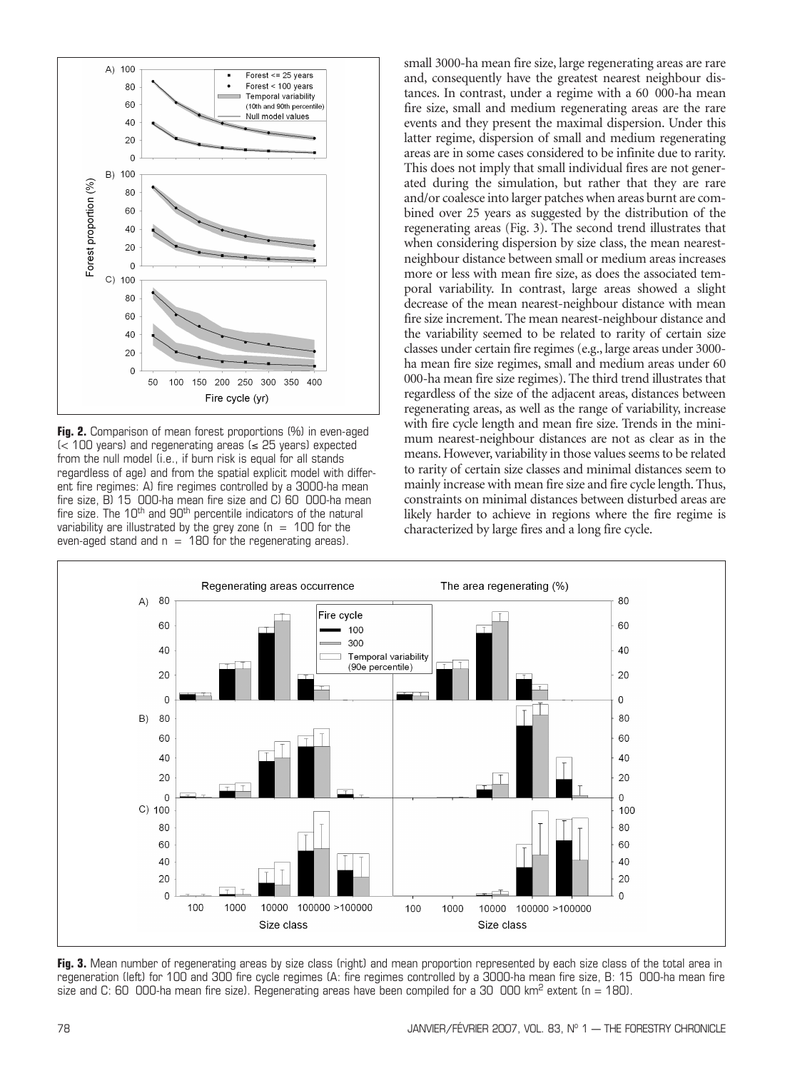**Fig. 2.** Comparison of mean forest proportions (%) in even-aged (< 100 years) and regenerating areas (≤ 25 years) expected from the null model (i.e., if burn risk is equal for all stands regardless of age) and from the spatial explicit model with different fire regimes: A) fire regimes controlled by a 3000-ha mean fire size, B) 15 000-ha mean fire size and C) 60 000-ha mean fire size. The 10th and 90th percentile indicators of the natural variability are illustrated by the grey zone (n = 100 for the even-aged stand and n = 180 for the regenerating areas).

small 3000-ha mean fire size, large regenerating areas are rare and, consequently have the greatest nearest neighbour distances. In contrast, under a regime with a 60 000-ha mean fire size, small and medium regenerating areas are the rare events and they present the maximal dispersion. Under this latter regime, dispersion of small and medium regenerating areas are in some cases considered to be infinite due to rarity. This does not imply that small individual fires are not generated during the simulation, but rather that they are rare and/or coalesce into larger patches when areas burnt are combined over 25 years as suggested by the distribution of the regenerating areas (Fig. 3). The second trend illustrates that when considering dispersion by size class, the mean nearest-neighbour distance between small or medium areas increases more or less with mean fire size, as does the associated temporal variability. In contrast, large areas showed a slight decrease of the mean nearest-neighbour distance with mean fire size increment. The mean nearest-neighbour distance and the variability seemed to be related to rarity of certain size classes under certain fire regimes (e.g., large areas under 3000-ha mean fire size regimes, small and medium areas under 60 000-ha mean fire size regimes). The third trend illustrates that regardless of the size of the adjacent areas, distances between regenerating areas, as well as the range of variability, increase with fire cycle length and mean fire size. Trends in the minimum nearest-neighbour distances are not as clear as in the means. However, variability in those values seems to be related to rarity of certain size classes and minimal distances seem to mainly increase with mean fire size and fire cycle length. Thus, constraints on minimal distances between disturbed areas are likely harder to achieve in regions where the fire regime is characterized by large fires and a long fire cycle.

**Fig. 3.** Mean number of regenerating areas by size class (right) and mean proportion represented by each size class of the total area in regeneration (left) for 100 and 300 fire cycle regimes (A: fire regimes controlled by a 3000-ha mean fire size, B: 15 000-ha mean fire size and C: 60 000-ha mean fire size). Regenerating areas have been compiled for a 30 000 km$^2$ extent (n = 180).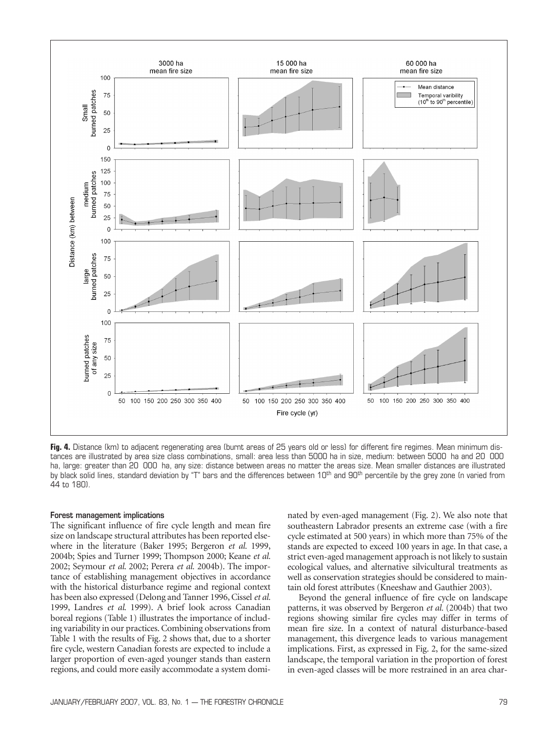**Fig. 4.** Distance (km) to adjacent regenerating area (burnt areas of 25 years old or less) for different fire regimes. Mean minimum distances are illustrated by area size class combinations, small: area less than 5000 ha in size, medium: between 5000 ha and 20 000 ha, large: greater than 20 000 ha, any size: distance between areas no matter the areas size. Mean smaller distances are illustrated by black solid lines, standard deviation by "T" bars and the differences between 10th and 90th percentile by the grey zone (n varied from 44 to 180).

### Forest management implications

The significant influence of fire cycle length and mean fire size on landscape structural attributes has been reported elsewhere in the literature (Baker 1995; Bergeron *et al.* 1999, 2004b; Spies and Turner 1999; Thompson 2000; Keane *et al.* 2002; Seymour *et al.* 2002; Perera *et al.* 2004b). The importance of establishing management objectives in accordance with the historical disturbance regime and regional context has been also expressed (Delong and Tanner 1996, Cissel *et al.* 1999, Landres *et al.* 1999). A brief look across Canadian boreal regions (Table 1) illustrates the importance of including variability in our practices. Combining observations from Table 1 with the results of Fig. 2 shows that, due to a shorter fire cycle, western Canadian forests are expected to include a larger proportion of even-aged younger stands than eastern regions, and could more easily accommodate a system dominated by even-aged management (Fig. 2). We also note that southeastern Labrador presents an extreme case (with a fire cycle estimated at 500 years) in which more than 75% of the stands are expected to exceed 100 years in age. In that case, a strict even-aged management approach is not likely to sustain ecological values, and alternative silvicultural treatments as well as conservation strategies should be considered to maintain old forest attributes (Kneeshaw and Gauthier 2003).

Beyond the general influence of fire cycle on landscape patterns, it was observed by Bergeron *et al.* (2004b) that two regions showing similar fire cycles may differ in terms of mean fire size. In a context of natural disturbance-based management, this divergence leads to various management implications. First, as expressed in Fig. 2, for the same-sized landscape, the temporal variation in the proportion of forest in even-aged classes will be more restrained in an area char-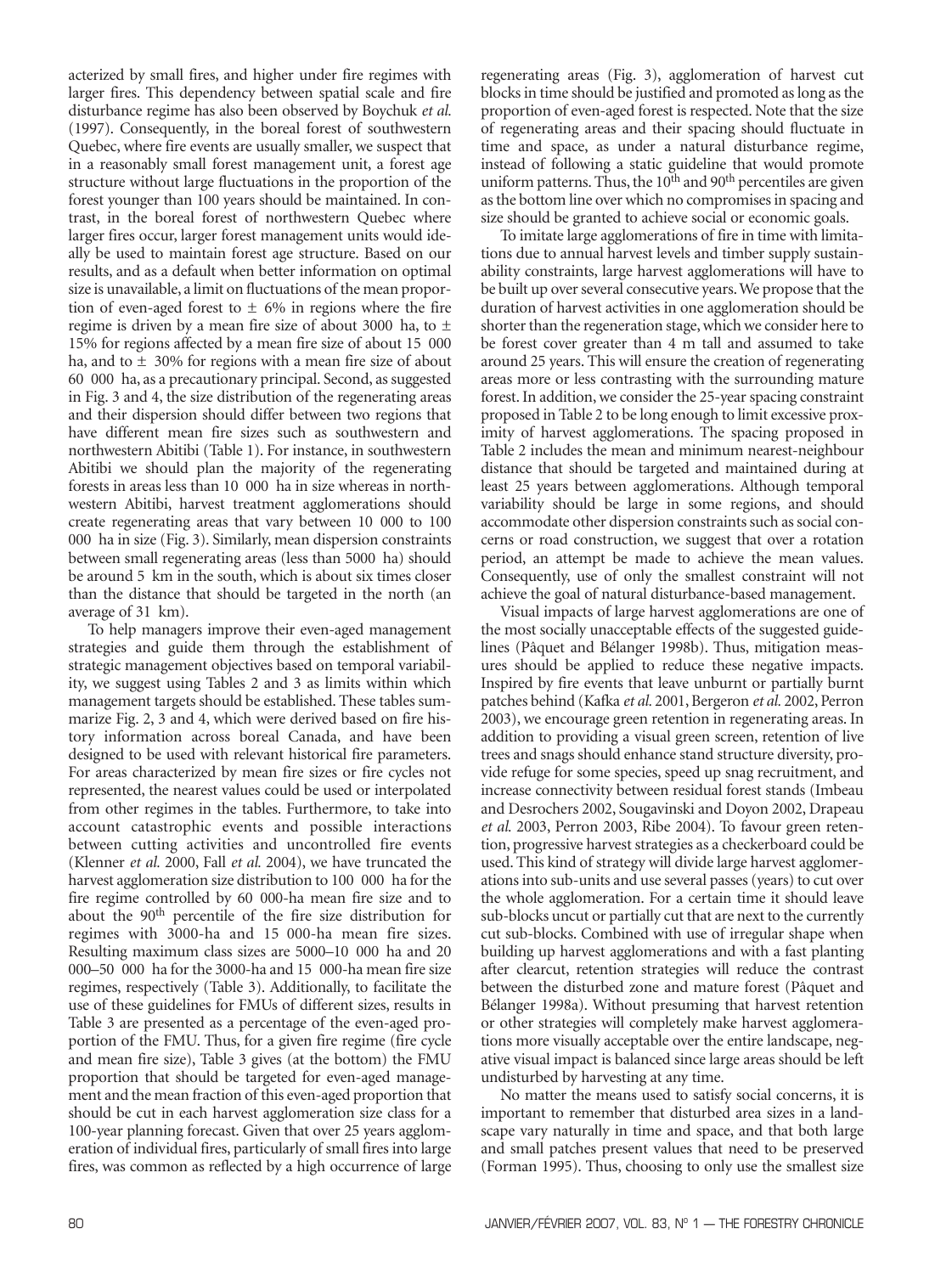acterized by small fires, and higher under fire regimes with larger fires. This dependency between spatial scale and fire disturbance regime has also been observed by Boychuk *et al.* (1997). Consequently, in the boreal forest of southwestern Quebec, where fire events are usually smaller, we suspect that in a reasonably small forest management unit, a forest age structure without large fluctuations in the proportion of the forest younger than 100 years should be maintained. In contrast, in the boreal forest of northwestern Quebec where larger fires occur, larger forest management units would ideally be used to maintain forest age structure. Based on our results, and as a default when better information on optimal size is unavailable, a limit on fluctuations of the mean proportion of even-aged forest to ± 6% in regions where the fire regime is driven by a mean fire size of about 3000 ha, to ± 15% for regions affected by a mean fire size of about 15 000 ha, and to ± 30% for regions with a mean fire size of about 60 000 ha, as a precautionary principal. Second, as suggested in Fig. 3 and 4, the size distribution of the regenerating areas and their dispersion should differ between two regions that have different mean fire sizes such as southwestern and northwestern Abitibi (Table 1). For instance, in southwestern Abitibi we should plan the majority of the regenerating forests in areas less than 10 000 ha in size whereas in northwestern Abitibi, harvest treatment agglomerations should create regenerating areas that vary between 10 000 to 100 000 ha in size (Fig. 3). Similarly, mean dispersion constraints between small regenerating areas (less than 5000 ha) should be around 5 km in the south, which is about six times closer than the distance that should be targeted in the north (an average of 31 km).

To help managers improve their even-aged management strategies and guide them through the establishment of strategic management objectives based on temporal variability, we suggest using Tables 2 and 3 as limits within which management targets should be established. These tables summarize Fig. 2, 3 and 4, which were derived based on fire history information across boreal Canada, and have been designed to be used with relevant historical fire parameters. For areas characterized by mean fire sizes or fire cycles not represented, the nearest values could be used or interpolated from other regimes in the tables. Furthermore, to take into account catastrophic events and possible interactions between cutting activities and uncontrolled fire events (Klenner *et al.* 2000, Fall *et al.* 2004), we have truncated the harvest agglomeration size distribution to 100 000 ha for the fire regime controlled by 60 000-ha mean fire size and to about the 90th percentile of the fire size distribution for regimes with 3000-ha and 15 000-ha mean fire sizes. Resulting maximum class sizes are 5000–10 000 ha and 20 000–50 000 ha for the 3000-ha and 15 000-ha mean fire size regimes, respectively (Table 3). Additionally, to facilitate the use of these guidelines for FMUs of different sizes, results in Table 3 are presented as a percentage of the even-aged proportion of the FMU. Thus, for a given fire regime (fire cycle and mean fire size), Table 3 gives (at the bottom) the FMU proportion that should be targeted for even-aged management and the mean fraction of this even-aged proportion that should be cut in each harvest agglomeration size class for a 100-year planning forecast. Given that over 25 years agglomeration of individual fires, particularly of small fires into large fires, was common as reflected by a high occurrence of large regenerating areas (Fig. 3), agglomeration of harvest cut blocks in time should be justified and promoted as long as the proportion of even-aged forest is respected. Note that the size of regenerating areas and their spacing should fluctuate in time and space, as under a natural disturbance regime, instead of following a static guideline that would promote uniform patterns. Thus, the 10th and 90th percentiles are given as the bottom line over which no compromises in spacing and size should be granted to achieve social or economic goals.

To imitate large agglomerations of fire in time with limitations due to annual harvest levels and timber supply sustainability constraints, large harvest agglomerations will have to be built up over several consecutive years. We propose that the duration of harvest activities in one agglomeration should be shorter than the regeneration stage, which we consider here to be forest cover greater than 4 m tall and assumed to take around 25 years. This will ensure the creation of regenerating areas more or less contrasting with the surrounding mature forest. In addition, we consider the 25-year spacing constraint proposed in Table 2 to be long enough to limit excessive proximity of harvest agglomerations. The spacing proposed in Table 2 includes the mean and minimum nearest-neighbour distance that should be targeted and maintained during at least 25 years between agglomerations. Although temporal variability should be large in some regions, and should accommodate other dispersion constraints such as social concerns or road construction, we suggest that over a rotation period, an attempt be made to achieve the mean values. Consequently, use of only the smallest constraint will not achieve the goal of natural disturbance-based management.

Visual impacts of large harvest agglomerations are one of the most socially unacceptable effects of the suggested guidelines (Pâquet and Bélanger 1998b). Thus, mitigation measures should be applied to reduce these negative impacts. Inspired by fire events that leave unburnt or partially burnt patches behind (Kafka *et al.* 2001, Bergeron *et al.* 2002, Perron 2003), we encourage green retention in regenerating areas. In addition to providing a visual green screen, retention of live trees and snags should enhance stand structure diversity, provide refuge for some species, speed up snag recruitment, and increase connectivity between residual forest stands (Imbeau and Desrochers 2002, Sougavinski and Doyon 2002, Drapeau *et al.* 2003, Perron 2003, Ribe 2004). To favour green retention, progressive harvest strategies as a checkerboard could be used. This kind of strategy will divide large harvest agglomerations into sub-units and use several passes (years) to cut over the whole agglomeration. For a certain time it should leave sub-blocks uncut or partially cut that are next to the currently cut sub-blocks. Combined with use of irregular shape when building up harvest agglomerations and with a fast planting after clearcut, retention strategies will reduce the contrast between the disturbed zone and mature forest (Pâquet and Bélanger 1998a). Without presuming that harvest retention or other strategies will completely make harvest agglomerations more visually acceptable over the entire landscape, negative visual impact is balanced since large areas should be left undisturbed by harvesting at any time.

No matter the means used to satisfy social concerns, it is important to remember that disturbed area sizes in a landscape vary naturally in time and space, and that both large and small patches present values that need to be preserved (Forman 1995). Thus, choosing to only use the smallest size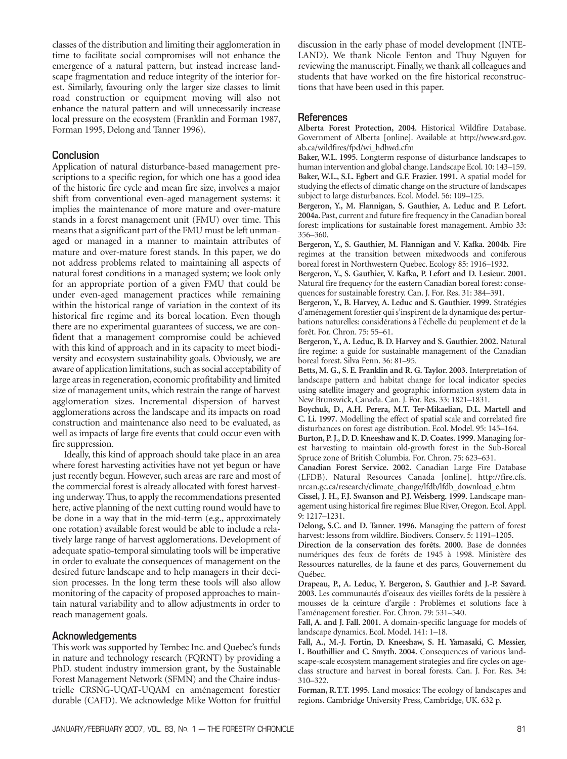classes of the distribution and limiting their agglomeration in time to facilitate social compromises will not enhance the emergence of a natural pattern, but instead increase landscape fragmentation and reduce integrity of the interior forest. Similarly, favouring only the larger size classes to limit road construction or equipment moving will also not enhance the natural pattern and will unnecessarily increase local pressure on the ecosystem (Franklin and Forman 1987, Forman 1995, Delong and Tanner 1996).

## Conclusion

Application of natural disturbance-based management prescriptions to a specific region, for which one has a good idea of the historic fire cycle and mean fire size, involves a major shift from conventional even-aged management systems: it implies the maintenance of more mature and over-mature stands in a forest management unit (FMU) over time. This means that a significant part of the FMU must be left unmanaged or managed in a manner to maintain attributes of mature and over-mature forest stands. In this paper, we do not address problems related to maintaining all aspects of natural forest conditions in a managed system; we look only for an appropriate portion of a given FMU that could be under even-aged management practices while remaining within the historical range of variation in the context of its historical fire regime and its boreal location. Even though there are no experimental guarantees of success, we are confident that a management compromise could be achieved with this kind of approach and in its capacity to meet biodiversity and ecosystem sustainability goals. Obviously, we are aware of application limitations, such as social acceptability of large areas in regeneration, economic profitability and limited size of management units, which restrain the range of harvest agglomeration sizes. Incremental dispersion of harvest agglomerations across the landscape and its impacts on road construction and maintenance also need to be evaluated, as well as impacts of large fire events that could occur even with fire suppression.

Ideally, this kind of approach should take place in an area where forest harvesting activities have not yet begun or have just recently begun. However, such areas are rare and most of the commercial forest is already allocated with forest harvesting underway. Thus, to apply the recommendations presented here, active planning of the next cutting round would have to be done in a way that in the mid-term (e.g., approximately one rotation) available forest would be able to include a relatively large range of harvest agglomerations. Development of adequate spatio-temporal simulating tools will be imperative in order to evaluate the consequences of management on the desired future landscape and to help managers in their decision processes. In the long term these tools will also allow monitoring of the capacity of proposed approaches to maintain natural variability and to allow adjustments in order to reach management goals.

## Acknowledgements

This work was supported by Tembec Inc. and Quebec's funds in nature and technology research (FQRNT) by providing a PhD. student industry immersion grant, by the Sustainable Forest Management Network (SFMN) and the Chaire industrielle CRSNG-UQAT-UQAM en aménagement forestier durable (CAFD). We acknowledge Mike Wotton for fruitful discussion in the early phase of model development (INTELAND). We thank Nicole Fenton and Thuy Nguyen for reviewing the manuscript. Finally, we thank all colleagues and students that have worked on the fire historical reconstructions that have been used in this paper.

## References

**Alberta Forest Protection, 2004.** Historical Wildfire Database. Government of Alberta [online]. Available at http://www.srd.gov.ab.ca/wildfires/fpd/wi_hdhwd.cfm

**Baker, W.L. 1995.** Longterm response of disturbance landscapes to human intervention and global change. Landscape Ecol. 10: 143–159.

**Baker, W.L., S.L. Egbert and G.F. Frazier. 1991.** A spatial model for studying the effects of climatic change on the structure of landscapes subject to large disturbances. Ecol. Model. 56: 109–125.

**Bergeron, Y., M. Flannigan, S. Gauthier, A. Leduc and P. Lefort. 2004a.** Past, current and future fire frequency in the Canadian boreal forest: implications for sustainable forest management. Ambio 33: 356–360.

**Bergeron, Y., S. Gauthier, M. Flannigan and V. Kafka. 2004b.** Fire regimes at the transition between mixedwoods and coniferous boreal forest in Northwestern Quebec. Ecology 85: 1916–1932.

**Bergeron, Y., S. Gauthier, V. Kafka, P. Lefort and D. Lesieur. 2001.** Natural fire frequency for the eastern Canadian boreal forest: consequences for sustainable forestry. Can. J. For. Res. 31: 384–391.

**Bergeron, Y., B. Harvey, A. Leduc and S. Gauthier. 1999.** Stratégies d'aménagement forestier qui s'inspirent de la dynamique des perturbations naturelles: considérations à l'échelle du peuplement et de la forêt. For. Chron. 75: 55–61.

**Bergeron, Y., A. Leduc, B. D. Harvey and S. Gauthier. 2002.** Natural fire regime: a guide for sustainable management of the Canadian boreal forest. Silva Fenn. 36: 81–95.

**Betts, M. G., S. E. Franklin and R. G. Taylor. 2003.** Interpretation of landscape pattern and habitat change for local indicator species using satellite imagery and geographic information system data in New Brunswick, Canada. Can. J. For. Res. 33: 1821–1831.

**Boychuk, D., A.H. Perera, M.T. Ter-Mikaelian, D.L. Martell and C. Li. 1997.** Modelling the effect of spatial scale and correlated fire disturbances on forest age distribution. Ecol. Model. 95: 145–164.

**Burton, P. J., D. D. Kneeshaw and K. D. Coates. 1999.** Managing forest harvesting to maintain old-growth forest in the Sub-Boreal Spruce zone of British Columbia. For. Chron. 75: 623–631.

**Canadian Forest Service. 2002.** Canadian Large Fire Database (LFDB). Natural Resources Canada [online]. http://fire.cfs.nrcan.gc.ca/research/climate_change/lfdb/lfdb_download_e.htm

**Cissel, J. H., F.J. Swanson and P.J. Weisberg. 1999.** Landscape management using historical fire regimes: Blue River, Oregon. Ecol. Appl. 9: 1217–1231.

**Delong, S.C. and D. Tanner. 1996.** Managing the pattern of forest harvest: lessons from wildfire. Biodivers. Conserv. 5: 1191–1205.

**Direction de la conservation des forêts. 2000.** Base de données numériques des feux de forêts de 1945 à 1998. Ministère des Ressources naturelles, de la faune et des parcs, Gouvernement du Québec.

**Drapeau, P., A. Leduc, Y. Bergeron, S. Gauthier and J.-P. Savard. 2003.** Les communautés d'oiseaux des vieilles forêts de la pessière à mousses de la ceinture d'argile : Problèmes et solutions face à l'aménagement forestier. For. Chron. 79: 531–540.

**Fall, A. and J. Fall. 2001.** A domain-specific language for models of landscape dynamics. Ecol. Model. 141: 1–18.

**Fall, A., M.-J. Fortin, D. Kneeshaw, S. H. Yamasaki, C. Messier, L. Bouthillier and C. Smyth. 2004.** Consequences of various landscape-scale ecosystem management strategies and fire cycles on age-class structure and harvest in boreal forests. Can. J. For. Res. 34: 310–322.

**Forman, R.T.T. 1995.** Land mosaics: The ecology of landscapes and regions. Cambridge University Press, Cambridge, UK. 632 p.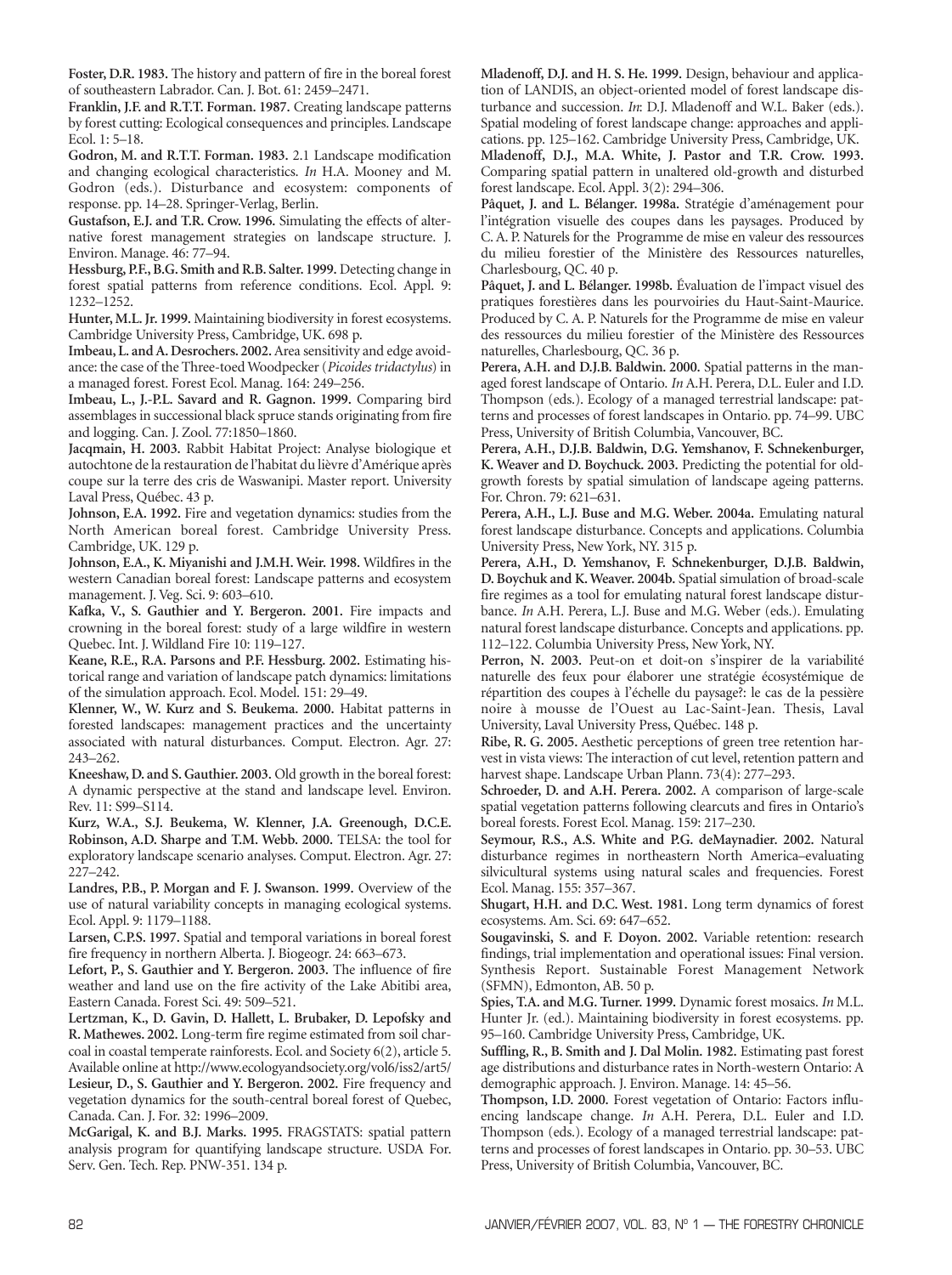**Foster, D.R. 1983.** The history and pattern of fire in the boreal forest of southeastern Labrador. Can. J. Bot. 61: 2459–2471.

**Franklin, J.F. and R.T.T. Forman. 1987.** Creating landscape patterns by forest cutting: Ecological consequences and principles. Landscape Ecol. 1: 5–18.

**Godron, M. and R.T.T. Forman. 1983.** 2.1 Landscape modification and changing ecological characteristics. *In* H.A. Mooney and M. Godron (eds.). Disturbance and ecosystem: components of response. pp. 14–28. Springer-Verlag, Berlin.

**Gustafson, E.J. and T.R. Crow. 1996.** Simulating the effects of alternative forest management strategies on landscape structure. J. Environ. Manage. 46: 77–94.

**Hessburg, P.F., B.G. Smith and R.B. Salter. 1999.** Detecting change in forest spatial patterns from reference conditions. Ecol. Appl. 9: 1232–1252.

**Hunter, M.L. Jr. 1999.** Maintaining biodiversity in forest ecosystems. Cambridge University Press, Cambridge, UK. 698 p.

**Imbeau, L. and A. Desrochers. 2002.** Area sensitivity and edge avoidance: the case of the Three-toed Woodpecker (*Picoides tridactylus*) in a managed forest. Forest Ecol. Manag. 164: 249–256.

**Imbeau, L., J.-P.L. Savard and R. Gagnon. 1999.** Comparing bird assemblages in successional black spruce stands originating from fire and logging. Can. J. Zool. 77:1850–1860.

**Jacqmain, H. 2003.** Rabbit Habitat Project: Analyse biologique et autochtone de la restauration de l'habitat du lièvre d'Amérique après coupe sur la terre des cris de Waswanipi. Master report. University Laval Press, Québec. 43 p.

**Johnson, E.A. 1992.** Fire and vegetation dynamics: studies from the North American boreal forest. Cambridge University Press. Cambridge, UK. 129 p.

**Johnson, E.A., K. Miyanishi and J.M.H. Weir. 1998.** Wildfires in the western Canadian boreal forest: Landscape patterns and ecosystem management. J. Veg. Sci. 9: 603–610.

**Kafka, V., S. Gauthier and Y. Bergeron. 2001.** Fire impacts and crowning in the boreal forest: study of a large wildfire in western Quebec. Int. J. Wildland Fire 10: 119–127.

**Keane, R.E., R.A. Parsons and P.F. Hessburg. 2002.** Estimating historical range and variation of landscape patch dynamics: limitations of the simulation approach. Ecol. Model. 151: 29–49.

**Klenner, W., W. Kurz and S. Beukema. 2000.** Habitat patterns in forested landscapes: management practices and the uncertainty associated with natural disturbances. Comput. Electron. Agr. 27: 243–262.

**Kneeshaw, D. and S. Gauthier. 2003.** Old growth in the boreal forest: A dynamic perspective at the stand and landscape level. Environ. Rev. 11: S99–S114.

**Kurz, W.A., S.J. Beukema, W. Klenner, J.A. Greenough, D.C.E. Robinson, A.D. Sharpe and T.M. Webb. 2000.** TELSA: the tool for exploratory landscape scenario analyses. Comput. Electron. Agr. 27: 227–242.

**Landres, P.B., P. Morgan and F. J. Swanson. 1999.** Overview of the use of natural variability concepts in managing ecological systems. Ecol. Appl. 9: 1179–1188.

**Larsen, C.P.S. 1997.** Spatial and temporal variations in boreal forest fire frequency in northern Alberta. J. Biogeogr. 24: 663–673.

**Lefort, P., S. Gauthier and Y. Bergeron. 2003.** The influence of fire weather and land use on the fire activity of the Lake Abitibi area, Eastern Canada. Forest Sci. 49: 509–521.

**Lertzman, K., D. Gavin, D. Hallett, L. Brubaker, D. Lepofsky and R. Mathewes. 2002.** Long-term fire regime estimated from soil charcoal in coastal temperate rainforests. Ecol. and Society 6(2), article 5. Available online at http://www.ecologyandsociety.org/vol6/iss2/art5/

**Lesieur, D., S. Gauthier and Y. Bergeron. 2002.** Fire frequency and vegetation dynamics for the south-central boreal forest of Quebec, Canada. Can. J. For. 32: 1996–2009.

**McGarigal, K. and B.J. Marks. 1995.** FRAGSTATS: spatial pattern analysis program for quantifying landscape structure. USDA For. Serv. Gen. Tech. Rep. PNW-351. 134 p.

**Mladenoff, D.J. and H. S. He. 1999.** Design, behaviour and application of LANDIS, an object-oriented model of forest landscape disturbance and succession. *In*: D.J. Mladenoff and W.L. Baker (eds.). Spatial modeling of forest landscape change: approaches and applications. pp. 125–162. Cambridge University Press, Cambridge, UK.

**Mladenoff, D.J., M.A. White, J. Pastor and T.R. Crow. 1993.** Comparing spatial pattern in unaltered old-growth and disturbed forest landscape. Ecol. Appl. 3(2): 294–306.

**Pâquet, J. and L. Bélanger. 1998a.** Stratégie d'aménagement pour l'intégration visuelle des coupes dans les paysages. Produced by C. A. P. Naturels for the Programme de mise en valeur des ressources du milieu forestier of the Ministère des Ressources naturelles, Charlesbourg, QC. 40 p.

**Pâquet, J. and L. Bélanger. 1998b.** Évaluation de l'impact visuel des pratiques forestières dans les pourvoiries du Haut-Saint-Maurice. Produced by C. A. P. Naturels for the Programme de mise en valeur des ressources du milieu forestier of the Ministère des Ressources naturelles, Charlesbourg, QC. 36 p.

**Perera, A.H. and D.J.B. Baldwin. 2000.** Spatial patterns in the managed forest landscape of Ontario. *In* A.H. Perera, D.L. Euler and I.D. Thompson (eds.). Ecology of a managed terrestrial landscape: patterns and processes of forest landscapes in Ontario. pp. 74–99. UBC Press, University of British Columbia, Vancouver, BC.

**Perera, A.H., D.J.B. Baldwin, D.G. Yemshanov, F. Schnekenburger, K. Weaver and D. Boychuck. 2003.** Predicting the potential for old-growth forests by spatial simulation of landscape ageing patterns. For. Chron. 79: 621–631.

**Perera, A.H., L.J. Buse and M.G. Weber. 2004a.** Emulating natural forest landscape disturbance. Concepts and applications. Columbia University Press, New York, NY. 315 p.

**Perera, A.H., D. Yemshanov, F. Schnekenburger, D.J.B. Baldwin, D. Boychuk and K. Weaver. 2004b.** Spatial simulation of broad-scale fire regimes as a tool for emulating natural forest landscape disturbance. *In* A.H. Perera, L.J. Buse and M.G. Weber (eds.). Emulating natural forest landscape disturbance. Concepts and applications. pp. 112–122. Columbia University Press, New York, NY.

**Perron, N. 2003.** Peut-on et doit-on s'inspirer de la variabilité naturelle des feux pour élaborer une stratégie écosystémique de répartition des coupes à l'échelle du paysage?: le cas de la pessière noire à mousse de l'Ouest au Lac-Saint-Jean. Thesis, Laval University, Laval University Press, Québec. 148 p.

**Ribe, R. G. 2005.** Aesthetic perceptions of green tree retention harvest in vista views: The interaction of cut level, retention pattern and harvest shape. Landscape Urban Plann. 73(4): 277–293.

**Schroeder, D. and A.H. Perera. 2002.** A comparison of large-scale spatial vegetation patterns following clearcuts and fires in Ontario's boreal forests. Forest Ecol. Manag. 159: 217–230.

**Seymour, R.S., A.S. White and P.G. deMaynadier. 2002.** Natural disturbance regimes in northeastern North America–evaluating silvicultural systems using natural scales and frequencies. Forest Ecol. Manag. 155: 357–367.

**Shugart, H.H. and D.C. West. 1981.** Long term dynamics of forest ecosystems. Am. Sci. 69: 647–652.

**Sougavinski, S. and F. Doyon. 2002.** Variable retention: research findings, trial implementation and operational issues: Final version. Synthesis Report. Sustainable Forest Management Network (SFMN), Edmonton, AB. 50 p.

**Spies, T.A. and M.G. Turner. 1999.** Dynamic forest mosaics. *In* M.L. Hunter Jr. (ed.). Maintaining biodiversity in forest ecosystems. pp. 95–160. Cambridge University Press, Cambridge, UK.

**Suffling, R., B. Smith and J. Dal Molin. 1982.** Estimating past forest age distributions and disturbance rates in North-western Ontario: A demographic approach. J. Environ. Manage. 14: 45–56.

**Thompson, I.D. 2000.** Forest vegetation of Ontario: Factors influencing landscape change. *In* A.H. Perera, D.L. Euler and I.D. Thompson (eds.). Ecology of a managed terrestrial landscape: patterns and processes of forest landscapes in Ontario. pp. 30–53. UBC Press, University of British Columbia, Vancouver, BC.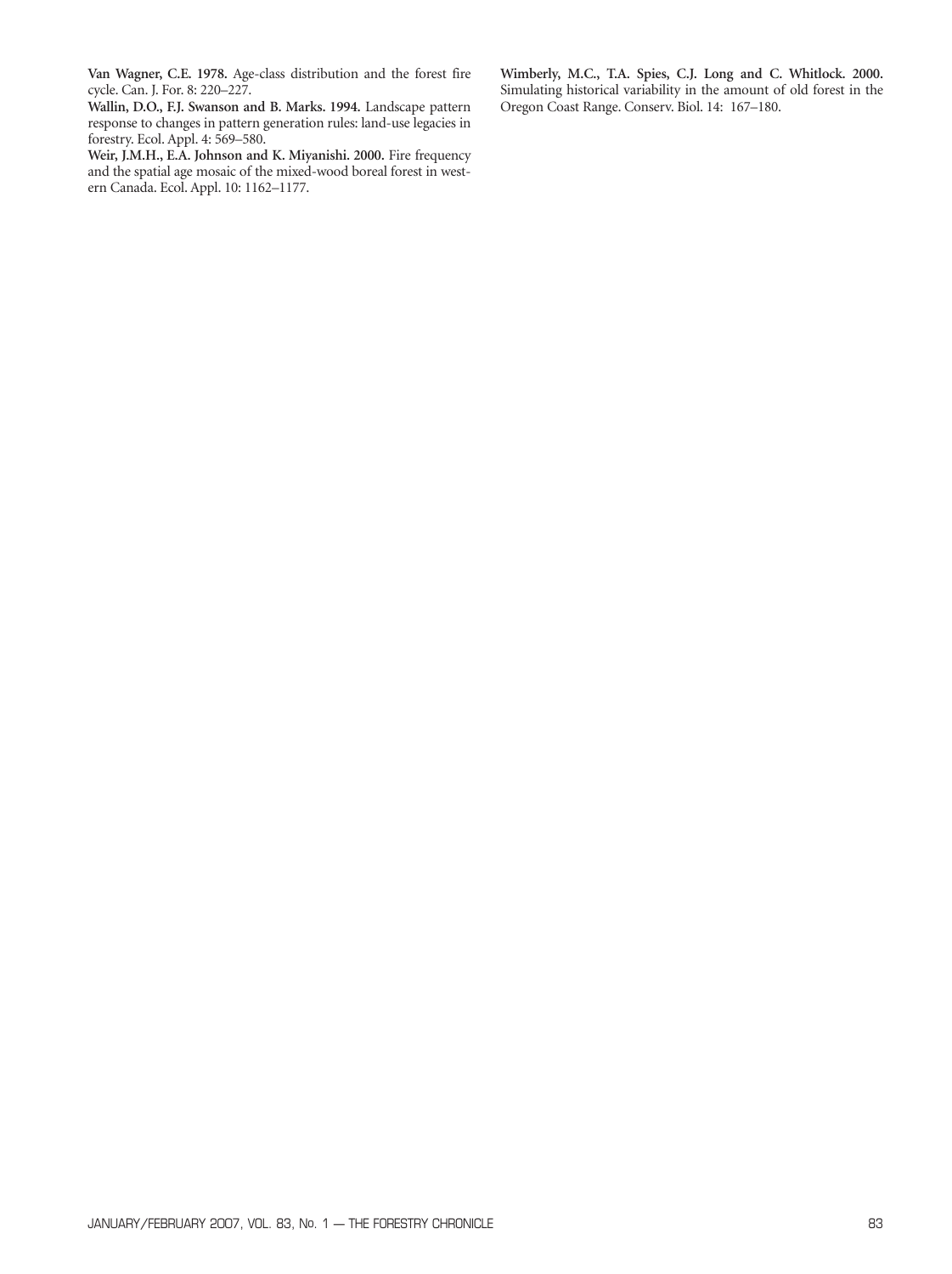**Van Wagner, C.E. 1978.** Age-class distribution and the forest fire cycle. Can. J. For. 8: 220–227.

**Wallin, D.O., F.J. Swanson and B. Marks. 1994.** Landscape pattern response to changes in pattern generation rules: land-use legacies in forestry. Ecol. Appl. 4: 569–580.

**Weir, J.M.H., E.A. Johnson and K. Miyanishi. 2000.** Fire frequency and the spatial age mosaic of the mixed-wood boreal forest in western Canada. Ecol. Appl. 10: 1162–1177.

**Wimberly, M.C., T.A. Spies, C.J. Long and C. Whitlock. 2000.** Simulating historical variability in the amount of old forest in the Oregon Coast Range. Conserv. Biol. 14: 167–180.